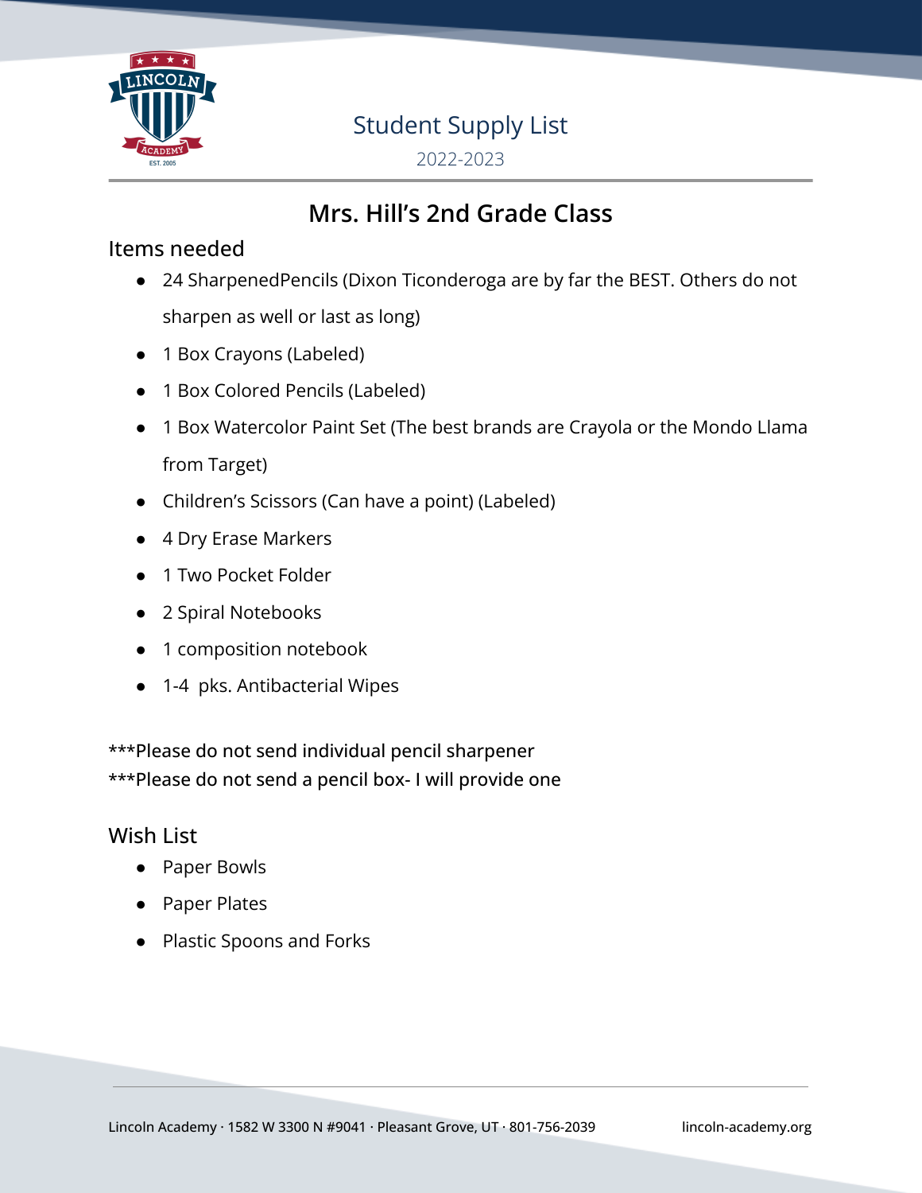# Student Supply List

2022-2023

## Mrs. Hill's 2nd Grade Class

### Items needed

- 24 SharpenedPencils (Dixon Ticonderoga are by far the BEST. Others do not sharpen as well or last as long)
- 1 Box Crayons (Labeled)
- 1 Box Colored Pencils (Labeled)
- 1 Box Watercolor Paint Set (The best brands are Crayola or the Mondo Llama from Target)
- Children's Scissors (Can have a point) (Labeled)
- 4 Dry Erase Markers
- 1 Two Pocket Folder
- 2 Spiral Notebooks
- 1 composition notebook
- 1-4 pks. Antibacterial Wipes

***Please do not send individual pencil sharpener
***Please do not send a pencil box- I will provide one

### Wish List

- Paper Bowls
- Paper Plates
- Plastic Spoons and Forks

Lincoln Academy · 1582 W 3300 N #9041 · Pleasant Grove, UT · 801-756-2039 lincoln-academy.org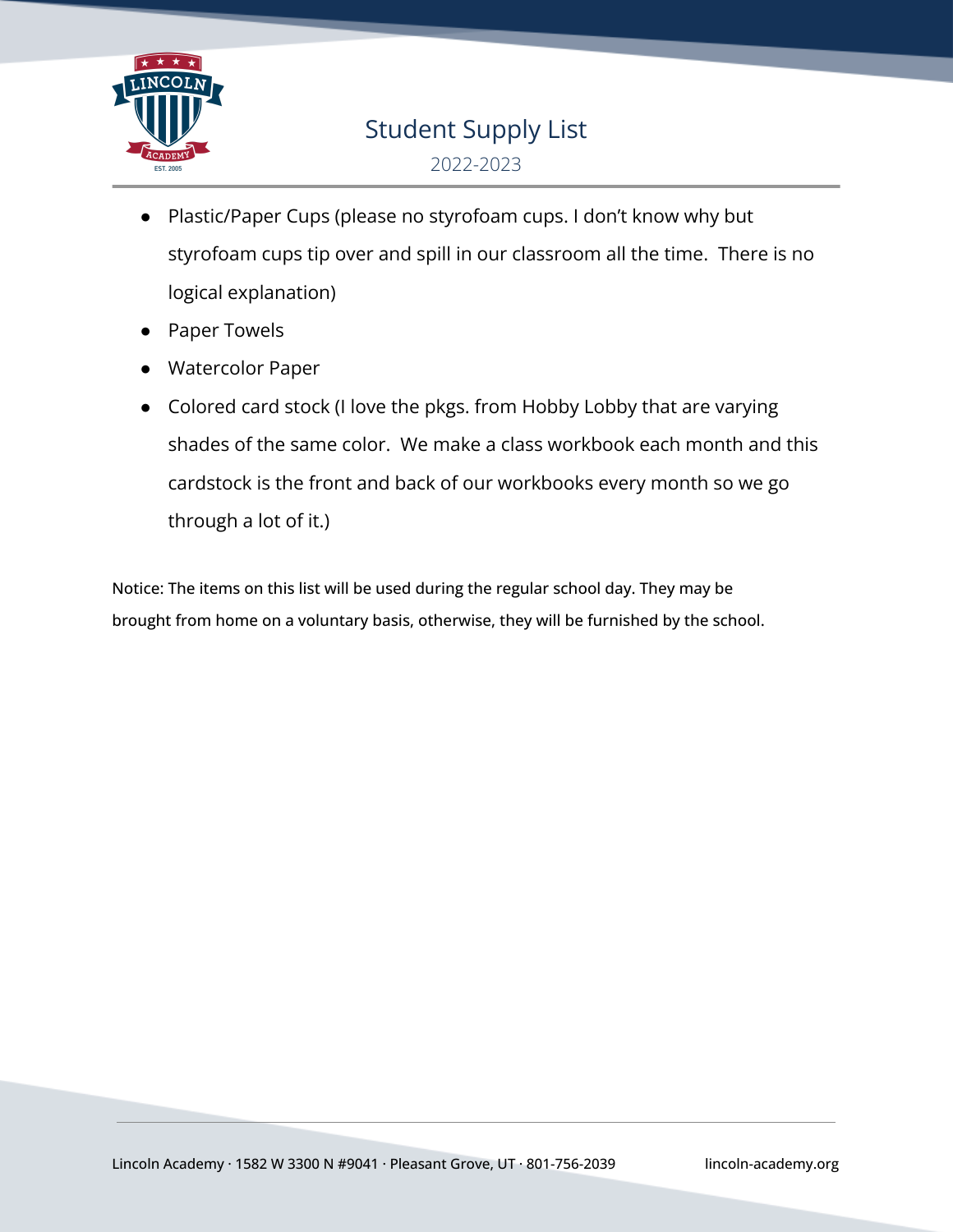# Student Supply List

2022-2023

- Plastic/Paper Cups (please no styrofoam cups. I don't know why but styrofoam cups tip over and spill in our classroom all the time.  There is no logical explanation)
- Paper Towels
- Watercolor Paper
- Colored card stock (I love the pkgs. from Hobby Lobby that are varying shades of the same color.  We make a class workbook each month and this cardstock is the front and back of our workbooks every month so we go through a lot of it.)

Notice: The items on this list will be used during the regular school day. They may be brought from home on a voluntary basis, otherwise, they will be furnished by the school.

Lincoln Academy · 1582 W 3300 N #9041 · Pleasant Grove, UT · 801-756-2039 lincoln-academy.org